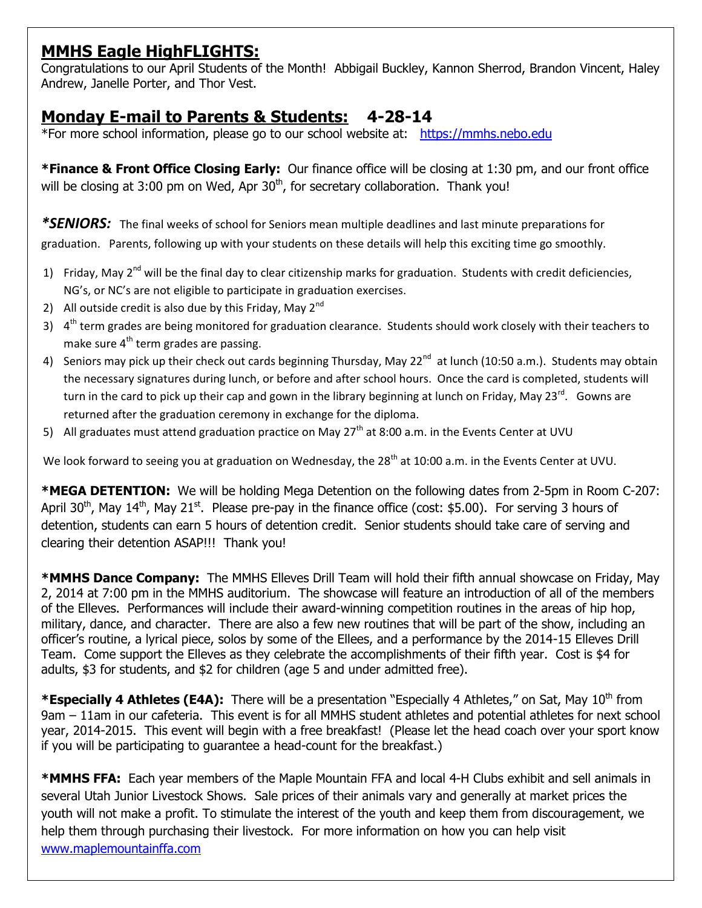## MMHS Eagle HighFLIGHTS:

Congratulations to our April Students of the Month! Abbigail Buckley, Kannon Sherrod, Brandon Vincent, Haley Andrew, Janelle Porter, and Thor Vest.

## Monday E-mail to Parents & Students: 4-28-14

*For more school information, please go to our school website at: https://mmhs.nebo.edu

**\*Finance & Front Office Closing Early:** Our finance office will be closing at 1:30 pm, and our front office will be closing at 3:00 pm on Wed, Apr 30th, for secretary collaboration. Thank you!

***\*SENIORS:*** The final weeks of school for Seniors mean multiple deadlines and last minute preparations for graduation. Parents, following up with your students on these details will help this exciting time go smoothly.

1) Friday, May 2nd will be the final day to clear citizenship marks for graduation. Students with credit deficiencies, NG's, or NC's are not eligible to participate in graduation exercises.
2) All outside credit is also due by this Friday, May 2nd
3) 4th term grades are being monitored for graduation clearance. Students should work closely with their teachers to make sure 4th term grades are passing.
4) Seniors may pick up their check out cards beginning Thursday, May 22nd at lunch (10:50 a.m.). Students may obtain the necessary signatures during lunch, or before and after school hours. Once the card is completed, students will turn in the card to pick up their cap and gown in the library beginning at lunch on Friday, May 23rd. Gowns are returned after the graduation ceremony in exchange for the diploma.
5) All graduates must attend graduation practice on May 27th at 8:00 a.m. in the Events Center at UVU

We look forward to seeing you at graduation on Wednesday, the 28th at 10:00 a.m. in the Events Center at UVU.

**\*MEGA DETENTION:** We will be holding Mega Detention on the following dates from 2-5pm in Room C-207: April 30th, May 14th, May 21st. Please pre-pay in the finance office (cost: $5.00). For serving 3 hours of detention, students can earn 5 hours of detention credit. Senior students should take care of serving and clearing their detention ASAP!!! Thank you!

**\*MMHS Dance Company:** The MMHS Elleves Drill Team will hold their fifth annual showcase on Friday, May 2, 2014 at 7:00 pm in the MMHS auditorium. The showcase will feature an introduction of all of the members of the Elleves. Performances will include their award-winning competition routines in the areas of hip hop, military, dance, and character. There are also a few new routines that will be part of the show, including an officer's routine, a lyrical piece, solos by some of the Ellees, and a performance by the 2014-15 Elleves Drill Team. Come support the Elleves as they celebrate the accomplishments of their fifth year. Cost is $4 for adults, $3 for students, and $2 for children (age 5 and under admitted free).

**\*Especially 4 Athletes (E4A):** There will be a presentation "Especially 4 Athletes," on Sat, May 10th from 9am – 11am in our cafeteria. This event is for all MMHS student athletes and potential athletes for next school year, 2014-2015. This event will begin with a free breakfast! (Please let the head coach over your sport know if you will be participating to guarantee a head-count for the breakfast.)

**\*MMHS FFA:** Each year members of the Maple Mountain FFA and local 4-H Clubs exhibit and sell animals in several Utah Junior Livestock Shows. Sale prices of their animals vary and generally at market prices the youth will not make a profit. To stimulate the interest of the youth and keep them from discouragement, we help them through purchasing their livestock. For more information on how you can help visit www.maplemountainffa.com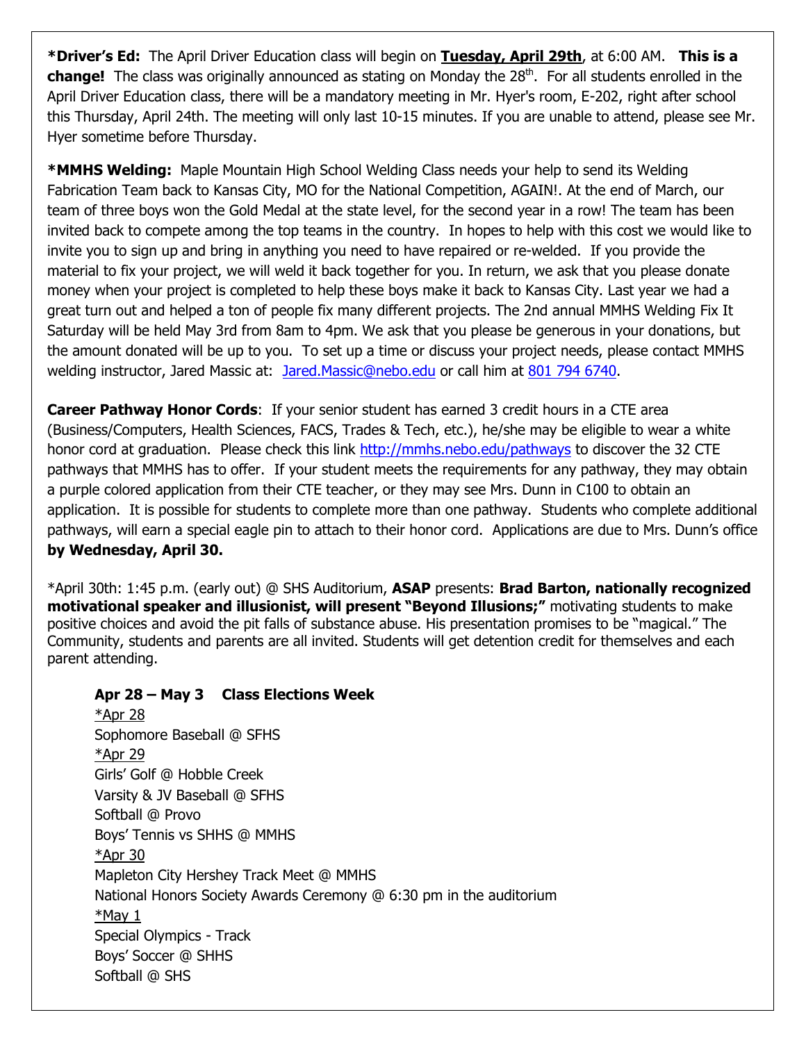**\*Driver's Ed:** The April Driver Education class will begin on **<u>Tuesday, April 29th</u>**, at 6:00 AM. **This is a change!** The class was originally announced as stating on Monday the 28th. For all students enrolled in the April Driver Education class, there will be a mandatory meeting in Mr. Hyer's room, E-202, right after school this Thursday, April 24th. The meeting will only last 10-15 minutes. If you are unable to attend, please see Mr. Hyer sometime before Thursday.

**\*MMHS Welding:** Maple Mountain High School Welding Class needs your help to send its Welding Fabrication Team back to Kansas City, MO for the National Competition, AGAIN!. At the end of March, our team of three boys won the Gold Medal at the state level, for the second year in a row! The team has been invited back to compete among the top teams in the country. In hopes to help with this cost we would like to invite you to sign up and bring in anything you need to have repaired or re-welded. If you provide the material to fix your project, we will weld it back together for you. In return, we ask that you please donate money when your project is completed to help these boys make it back to Kansas City. Last year we had a great turn out and helped a ton of people fix many different projects. The 2nd annual MMHS Welding Fix It Saturday will be held May 3rd from 8am to 4pm. We ask that you please be generous in your donations, but the amount donated will be up to you. To set up a time or discuss your project needs, please contact MMHS welding instructor, Jared Massic at: Jared.Massic@nebo.edu or call him at 801 794 6740.

**Career Pathway Honor Cords**: If your senior student has earned 3 credit hours in a CTE area (Business/Computers, Health Sciences, FACS, Trades & Tech, etc.), he/she may be eligible to wear a white honor cord at graduation. Please check this link http://mmhs.nebo.edu/pathways to discover the 32 CTE pathways that MMHS has to offer. If your student meets the requirements for any pathway, they may obtain a purple colored application from their CTE teacher, or they may see Mrs. Dunn in C100 to obtain an application. It is possible for students to complete more than one pathway. Students who complete additional pathways, will earn a special eagle pin to attach to their honor cord. Applications are due to Mrs. Dunn's office **by Wednesday, April 30.**

\*April 30th: 1:45 p.m. (early out) @ SHS Auditorium, **ASAP** presents: **Brad Barton, nationally recognized motivational speaker and illusionist, will present "Beyond Illusions;"** motivating students to make positive choices and avoid the pit falls of substance abuse. His presentation promises to be "magical." The Community, students and parents are all invited. Students will get detention credit for themselves and each parent attending.

**Apr 28 – May 3 Class Elections Week**

<u>\*Apr 28</u>
Sophomore Baseball @ SFHS

<u>\*Apr 29</u>
Girls' Golf @ Hobble Creek
Varsity & JV Baseball @ SFHS
Softball @ Provo
Boys' Tennis vs SHHS @ MMHS

<u>\*Apr 30</u>
Mapleton City Hershey Track Meet @ MMHS
National Honors Society Awards Ceremony @ 6:30 pm in the auditorium

<u>\*May 1</u>
Special Olympics - Track
Boys' Soccer @ SHHS
Softball @ SHS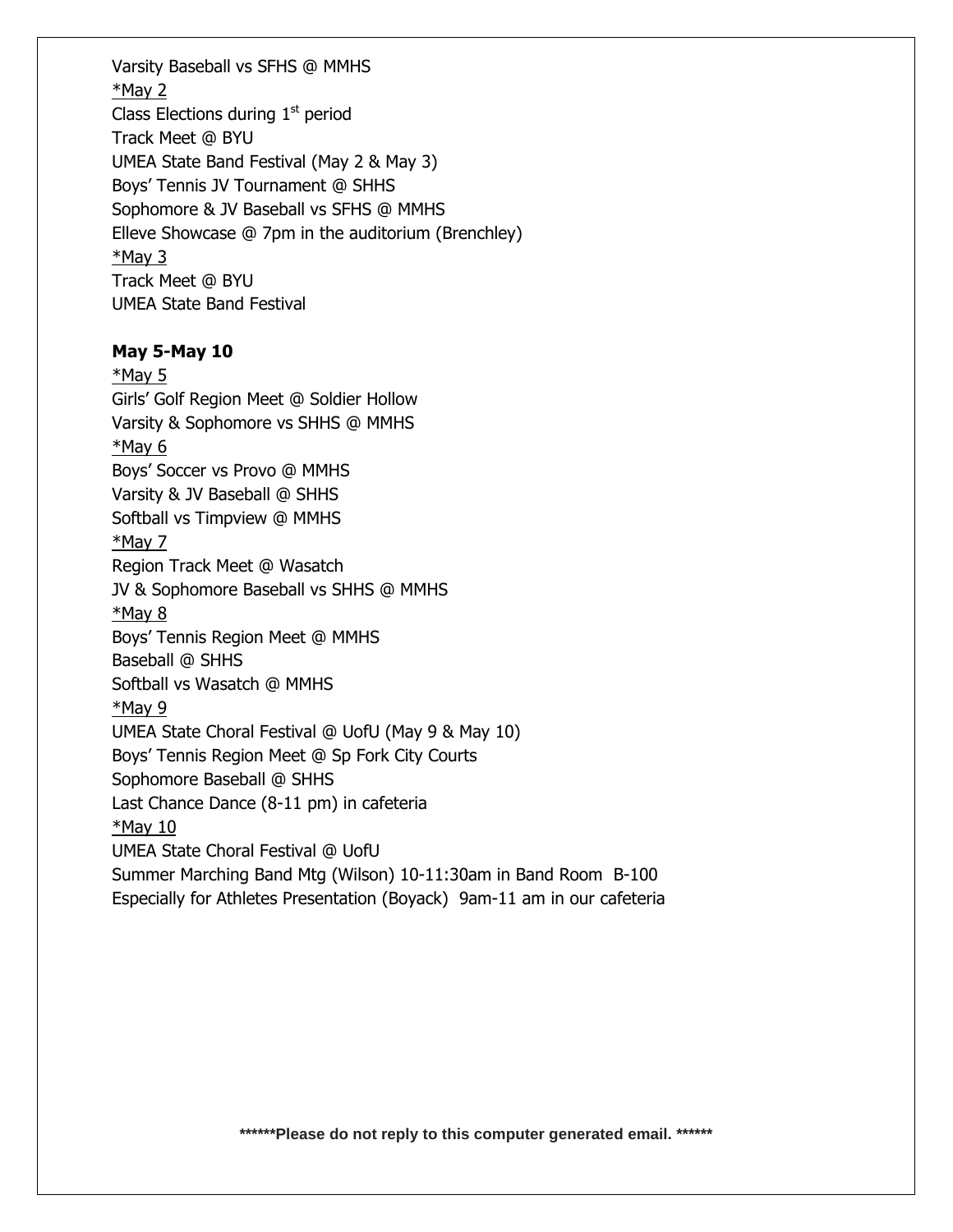Varsity Baseball vs SFHS @ MMHS

*May 2

Class Elections during 1st period

Track Meet @ BYU

UMEA State Band Festival (May 2 & May 3)

Boys' Tennis JV Tournament @ SHHS

Sophomore & JV Baseball vs SFHS @ MMHS

Elleve Showcase @ 7pm in the auditorium (Brenchley)

*May 3

Track Meet @ BYU

UMEA State Band Festival

**May 5-May 10**

*May 5

Girls' Golf Region Meet @ Soldier Hollow

Varsity & Sophomore vs SHHS @ MMHS

*May 6

Boys' Soccer vs Provo @ MMHS

Varsity & JV Baseball @ SHHS

Softball vs Timpview @ MMHS

*May 7

Region Track Meet @ Wasatch

JV & Sophomore Baseball vs SHHS @ MMHS

*May 8

Boys' Tennis Region Meet @ MMHS

Baseball @ SHHS

Softball vs Wasatch @ MMHS

*May 9

UMEA State Choral Festival @ UofU (May 9 & May 10)

Boys' Tennis Region Meet @ Sp Fork City Courts

Sophomore Baseball @ SHHS

Last Chance Dance (8-11 pm) in cafeteria

*May 10

UMEA State Choral Festival @ UofU

Summer Marching Band Mtg (Wilson) 10-11:30am in Band Room B-100

Especially for Athletes Presentation (Boyack) 9am-11 am in our cafeteria

**\*\*\*\*\*\*Please do not reply to this computer generated email. \*\*\*\*\*\***